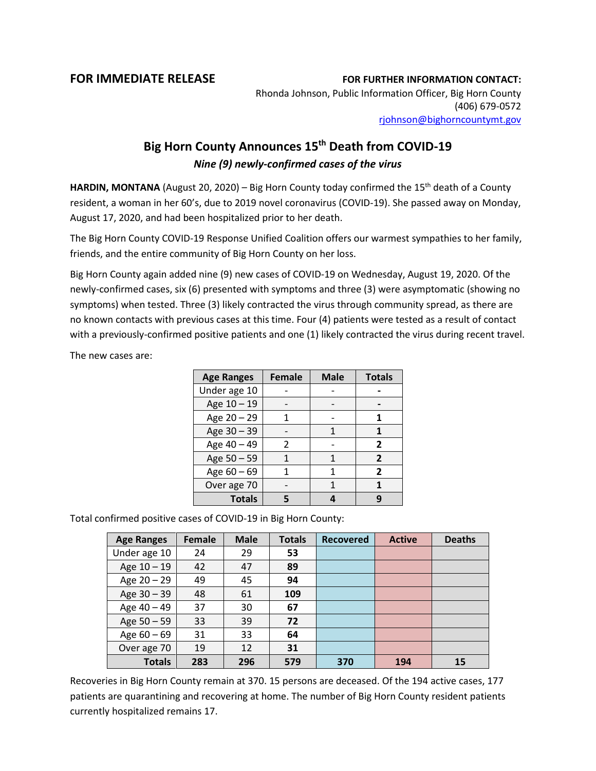**FOR IMMEDIATE RELEASE**

**FOR FURTHER INFORMATION CONTACT:**
Rhonda Johnson, Public Information Officer, Big Horn County
(406) 679-0572
rjohnson@bighorncountymt.gov

# Big Horn County Announces 15th Death from COVID-19

***Nine (9) newly-confirmed cases of the virus***

**HARDIN, MONTANA** (August 20, 2020) – Big Horn County today confirmed the 15th death of a County resident, a woman in her 60's, due to 2019 novel coronavirus (COVID-19). She passed away on Monday, August 17, 2020, and had been hospitalized prior to her death.

The Big Horn County COVID-19 Response Unified Coalition offers our warmest sympathies to her family, friends, and the entire community of Big Horn County on her loss.

Big Horn County again added nine (9) new cases of COVID-19 on Wednesday, August 19, 2020. Of the newly-confirmed cases, six (6) presented with symptoms and three (3) were asymptomatic (showing no symptoms) when tested. Three (3) likely contracted the virus through community spread, as there are no known contacts with previous cases at this time. Four (4) patients were tested as a result of contact with a previously-confirmed positive patients and one (1) likely contracted the virus during recent travel.

The new cases are:

| Age Ranges | Female | Male | Totals |
|---|---|---|---|
| Under age 10 | - | - | **-** |
| Age 10 – 19 | - | - | **-** |
| Age 20 – 29 | 1 | - | **1** |
| Age 30 – 39 | - | 1 | **1** |
| Age 40 – 49 | 2 | - | **2** |
| Age 50 – 59 | 1 | 1 | **2** |
| Age 60 – 69 | 1 | 1 | **2** |
| Over age 70 | - | 1 | **1** |
| **Totals** | **5** | **4** | **9** |

Total confirmed positive cases of COVID-19 in Big Horn County:

| Age Ranges | Female | Male | Totals | Recovered | Active | Deaths |
|---|---|---|---|---|---|---|
| Under age 10 | 24 | 29 | **53** | | | |
| Age 10 – 19 | 42 | 47 | **89** | | | |
| Age 20 – 29 | 49 | 45 | **94** | | | |
| Age 30 – 39 | 48 | 61 | **109** | | | |
| Age 40 – 49 | 37 | 30 | **67** | | | |
| Age 50 – 59 | 33 | 39 | **72** | | | |
| Age 60 – 69 | 31 | 33 | **64** | | | |
| Over age 70 | 19 | 12 | **31** | | | |
| **Totals** | **283** | **296** | **579** | **370** | **194** | **15** |

Recoveries in Big Horn County remain at 370. 15 persons are deceased. Of the 194 active cases, 177 patients are quarantining and recovering at home. The number of Big Horn County resident patients currently hospitalized remains 17.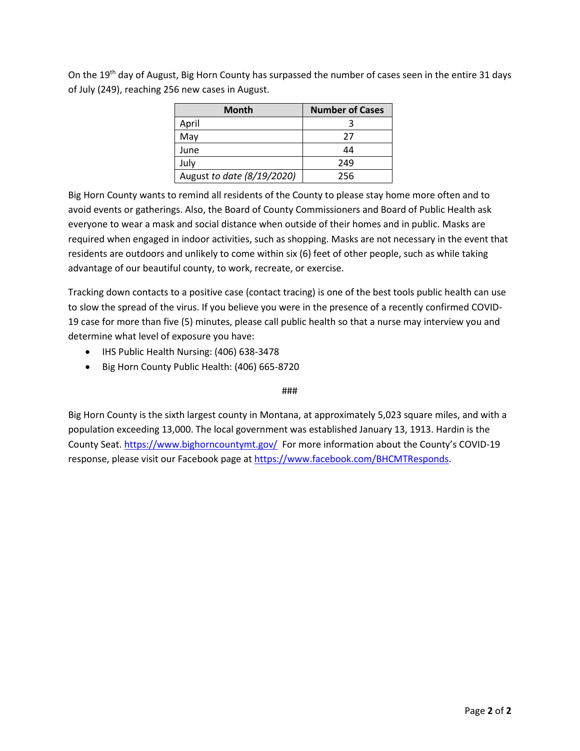On the 19th day of August, Big Horn County has surpassed the number of cases seen in the entire 31 days of July (249), reaching 256 new cases in August.

| Month | Number of Cases |
| --- | --- |
| April | 3 |
| May | 27 |
| June | 44 |
| July | 249 |
| August *to date (8/19/2020)* | 256 |

Big Horn County wants to remind all residents of the County to please stay home more often and to avoid events or gatherings. Also, the Board of County Commissioners and Board of Public Health ask everyone to wear a mask and social distance when outside of their homes and in public. Masks are required when engaged in indoor activities, such as shopping. Masks are not necessary in the event that residents are outdoors and unlikely to come within six (6) feet of other people, such as while taking advantage of our beautiful county, to work, recreate, or exercise.

Tracking down contacts to a positive case (contact tracing) is one of the best tools public health can use to slow the spread of the virus. If you believe you were in the presence of a recently confirmed COVID-19 case for more than five (5) minutes, please call public health so that a nurse may interview you and determine what level of exposure you have:

- IHS Public Health Nursing: (406) 638-3478
- Big Horn County Public Health: (406) 665-8720

###

Big Horn County is the sixth largest county in Montana, at approximately 5,023 square miles, and with a population exceeding 13,000. The local government was established January 13, 1913. Hardin is the County Seat. https://www.bighorncountymt.gov/ For more information about the County's COVID-19 response, please visit our Facebook page at https://www.facebook.com/BHCMTResponds.